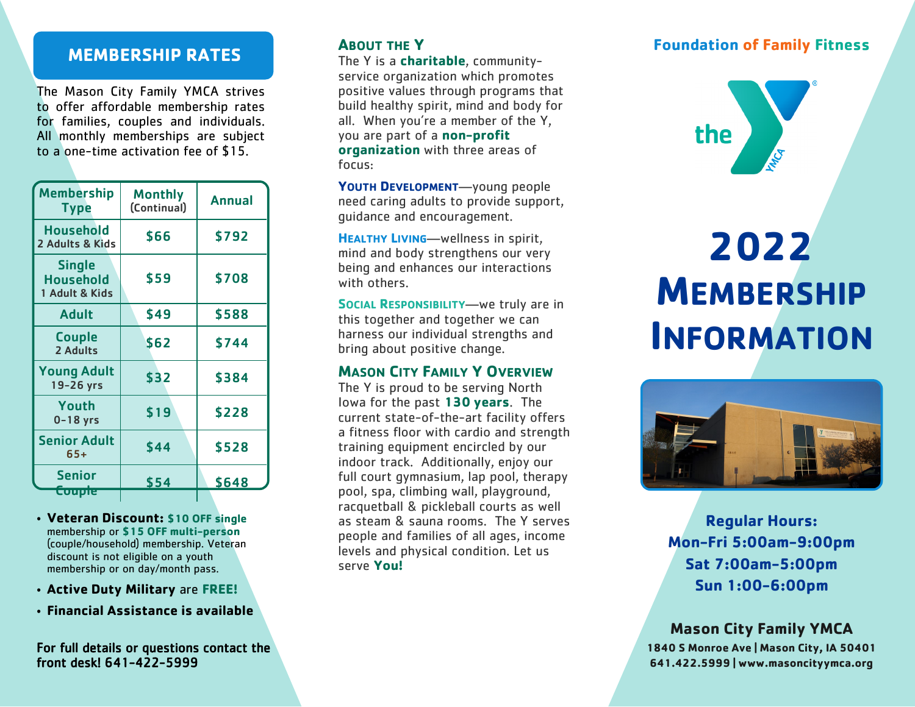## MEMBERSHIP RATES

The Mason City Family YMCA strives to offer affordable membership rates for families, couples and individuals. All monthly memberships are subject to a one-time activation fee of $15.

| Membership Type | Monthly (Continual) | Annual |
|---|---|---|
| Household 2 Adults & Kids | $66 | $792 |
| Single Household 1 Adult & Kids | $59 | $708 |
| Adult | $49 | $588 |
| Couple 2 Adults | $62 | $744 |
| Young Adult 19-26 yrs | $32 | $384 |
| Youth 0-18 yrs | $19 | $228 |
| Senior Adult 65+ | $44 | $528 |
| Senior Couple | $54 | $648 |

- **Veteran Discount:** **$10 OFF single** membership or **$15 OFF multi-person** (couple/household) membership. Veteran discount is not eligible on a youth membership or on day/month pass.
- **Active Duty Military** are **FREE!**
- **Financial Assistance is available**

For full details or questions contact the front desk! 641-422-5999

## About the Y

The Y is a **charitable**, community-service organization which promotes positive values through programs that build healthy spirit, mind and body for all. When you're a member of the Y, you are part of a **non-profit organization** with three areas of focus:

**Youth Development**—young people need caring adults to provide support, guidance and encouragement.

**Healthy Living**—wellness in spirit, mind and body strengthens our very being and enhances our interactions with others.

**Social Responsibility**—we truly are in this together and together we can harness our individual strengths and bring about positive change.

## Mason City Family Y Overview

The Y is proud to be serving North Iowa for the past **130 years**. The current state-of-the-art facility offers a fitness floor with cardio and strength training equipment encircled by our indoor track. Additionally, enjoy our full court gymnasium, lap pool, therapy pool, spa, climbing wall, playground, racquetball & pickleball courts as well as steam & sauna rooms. The Y serves people and families of all ages, income levels and physical condition. Let us serve **You!**

**Foundation of Family Fitness**

the YMCA

# 2022 Membership Information

**Regular Hours:**
**Mon-Fri 5:00am-9:00pm**
**Sat 7:00am-5:00pm**
**Sun 1:00-6:00pm**

**Mason City Family YMCA**
1840 S Monroe Ave | Mason City, IA 50401
641.422.5999 | www.masoncityymca.org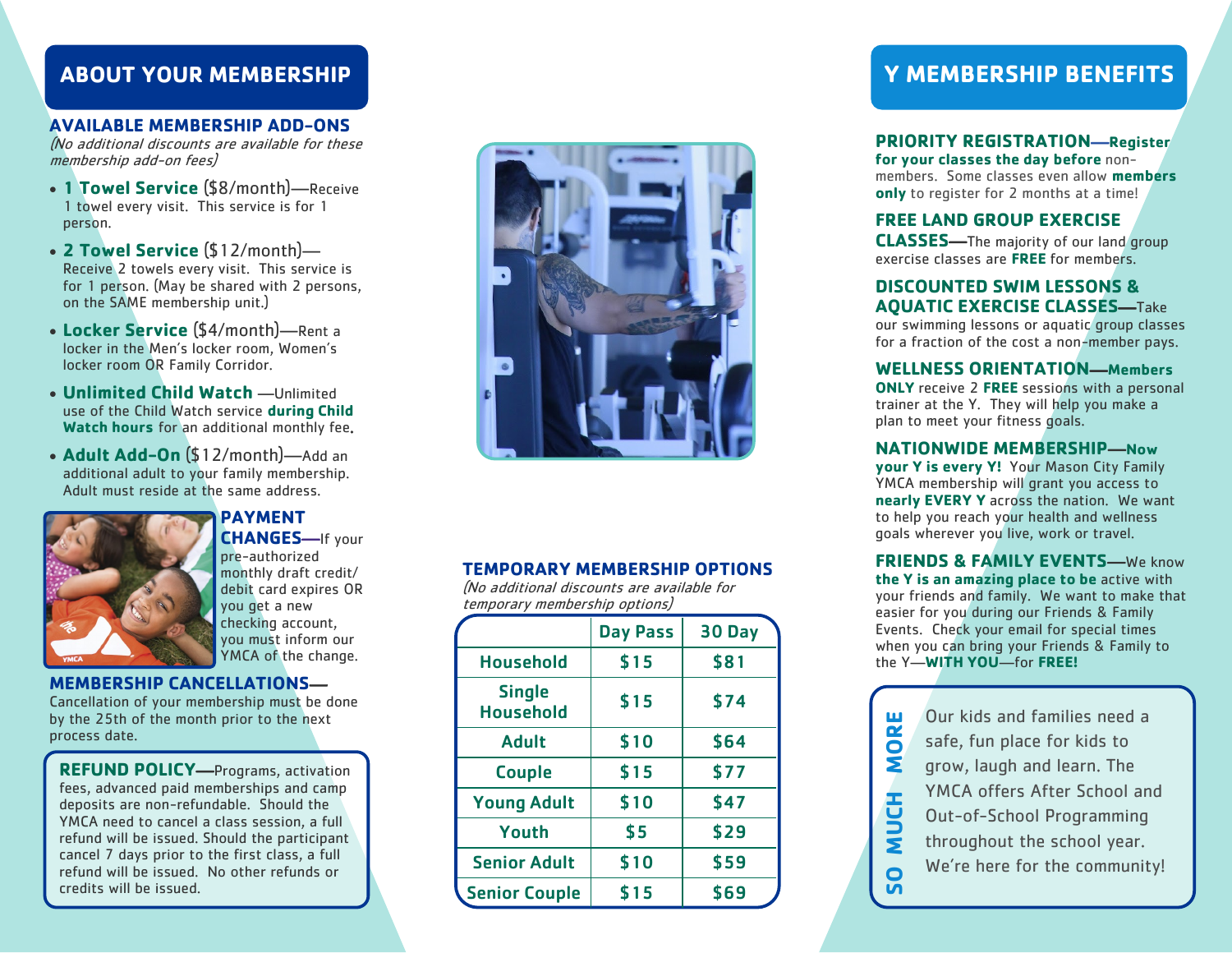## ABOUT YOUR MEMBERSHIP

### AVAILABLE MEMBERSHIP ADD-ONS

*(No additional discounts are available for these membership add-on fees)*

- **1 Towel Service** ($8/month)—Receive 1 towel every visit. This service is for 1 person.
- **2 Towel Service** ($12/month)—Receive 2 towels every visit. This service is for 1 person. (May be shared with 2 persons, on the SAME membership unit.)
- **Locker Service** ($4/month)—Rent a locker in the Men's locker room, Women's locker room OR Family Corridor.
- **Unlimited Child Watch** —Unlimited use of the Child Watch service **during Child Watch hours** for an additional monthly fee.
- **Adult Add-On** ($12/month)—Add an additional adult to your family membership. Adult must reside at the same address.

**PAYMENT CHANGES—**If your pre-authorized monthly draft credit/ debit card expires OR you get a new checking account, you must inform our YMCA of the change.

**MEMBERSHIP CANCELLATIONS—**
Cancellation of your membership must be done by the 25th of the month prior to the next process date.

**REFUND POLICY—**Programs, activation fees, advanced paid memberships and camp deposits are non-refundable. Should the YMCA need to cancel a class session, a full refund will be issued. Should the participant cancel 7 days prior to the first class, a full refund will be issued. No other refunds or credits will be issued.

### TEMPORARY MEMBERSHIP OPTIONS

*(No additional discounts are available for temporary membership options)*

| | Day Pass | 30 Day |
|---|---|---|
| Household | $15 | $81 |
| Single Household | $15 | $74 |
| Adult | $10 | $64 |
| Couple | $15 | $77 |
| Young Adult | $10 | $47 |
| Youth | $5 | $29 |
| Senior Adult | $10 | $59 |
| Senior Couple | $15 | $69 |

## Y MEMBERSHIP BENEFITS

**PRIORITY REGISTRATION—Register for your classes the day before** non-members. Some classes even allow **members only** to register for 2 months at a time!

**FREE LAND GROUP EXERCISE CLASSES—**The majority of our land group exercise classes are **FREE** for members.

**DISCOUNTED SWIM LESSONS & AQUATIC EXERCISE CLASSES—**Take our swimming lessons or aquatic group classes for a fraction of the cost a non-member pays.

**WELLNESS ORIENTATION—Members ONLY** receive 2 **FREE** sessions with a personal trainer at the Y. They will help you make a plan to meet your fitness goals.

**NATIONWIDE MEMBERSHIP—Now your Y is every Y!** Your Mason City Family YMCA membership will grant you access to **nearly EVERY Y** across the nation. We want to help you reach your health and wellness goals wherever you live, work or travel.

**FRIENDS & FAMILY EVENTS—**We know **the Y is an amazing place to be** active with your friends and family. We want to make that easier for you during our Friends & Family Events. Check your email for special times when you can bring your Friends & Family to the Y—**WITH YOU**—for **FREE!**

**SO MUCH MORE**

Our kids and families need a safe, fun place for kids to grow, laugh and learn. The YMCA offers After School and Out-of-School Programming throughout the school year. We're here for the community!